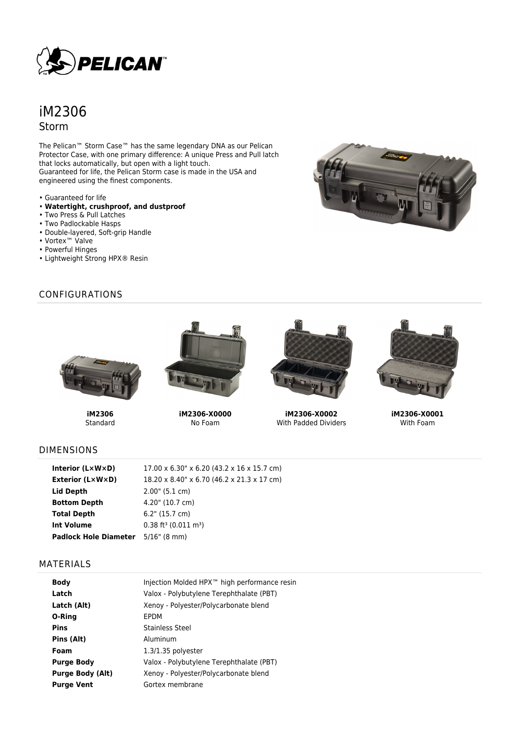# iM2306

## Storm

The Pelican™ Storm Case™ has the same legendary DNA as our Pelican Protector Case, with one primary difference: A unique Press and Pull latch that locks automatically, but open with a light touch.
Guaranteed for life, the Pelican Storm case is made in the USA and engineered using the finest components.

- Guaranteed for life
- **Watertight, crushproof, and dustproof**
- Two Press & Pull Latches
- Two Padlockable Hasps
- Double-layered, Soft-grip Handle
- Vortex™ Valve
- Powerful Hinges
- Lightweight Strong HPX® Resin

## CONFIGURATIONS

| **iM2306** | **iM2306-X0000** | **iM2306-X0002** | **iM2306-X0001** |
|---|---|---|---|
| Standard | No Foam | With Padded Dividers | With Foam |

## DIMENSIONS

| | |
|---|---|
| **Interior (L×W×D)** | 17.00 x 6.30" x 6.20 (43.2 x 16 x 15.7 cm) |
| **Exterior (L×W×D)** | 18.20 x 8.40" x 6.70 (46.2 x 21.3 x 17 cm) |
| **Lid Depth** | 2.00" (5.1 cm) |
| **Bottom Depth** | 4.20" (10.7 cm) |
| **Total Depth** | 6.2" (15.7 cm) |
| **Int Volume** | 0.38 $ft^3$ (0.011 $m^3$) |
| **Padlock Hole Diameter** | 5/16" (8 mm) |

## MATERIALS

| | |
|---|---|
| **Body** | Injection Molded HPX™ high performance resin |
| **Latch** | Valox - Polybutylene Terephthalate (PBT) |
| **Latch (Alt)** | Xenoy - Polyester/Polycarbonate blend |
| **O-Ring** | EPDM |
| **Pins** | Stainless Steel |
| **Pins (Alt)** | Aluminum |
| **Foam** | 1.3/1.35 polyester |
| **Purge Body** | Valox - Polybutylene Terephthalate (PBT) |
| **Purge Body (Alt)** | Xenoy - Polyester/Polycarbonate blend |
| **Purge Vent** | Gortex membrane |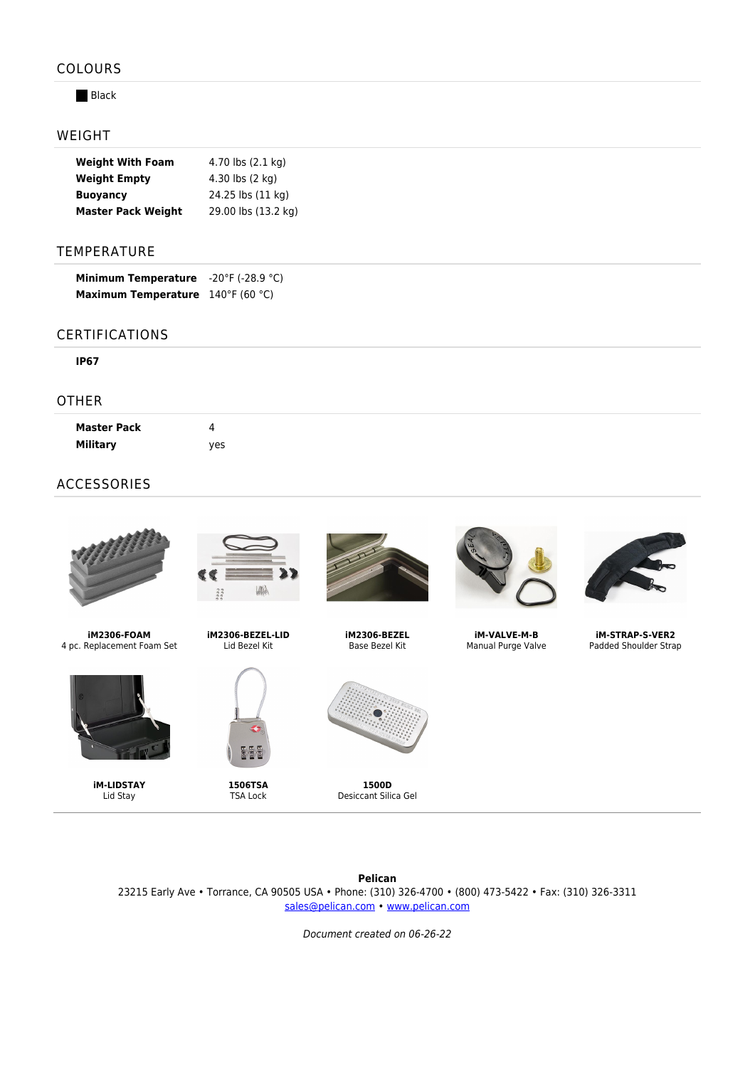## COLOURS

Black

## WEIGHT

| | |
|---|---|
| **Weight With Foam** | 4.70 lbs (2.1 kg) |
| **Weight Empty** | 4.30 lbs (2 kg) |
| **Buoyancy** | 24.25 lbs (11 kg) |
| **Master Pack Weight** | 29.00 lbs (13.2 kg) |

## TEMPERATURE

| | |
|---|---|
| **Minimum Temperature** | -20°F (-28.9 °C) |
| **Maximum Temperature** | 140°F (60 °C) |

## CERTIFICATIONS

**IP67**

## OTHER

| | |
|---|---|
| **Master Pack** | 4 |
| **Military** | yes |

## ACCESSORIES

**iM2306-FOAM**
4 pc. Replacement Foam Set

**iM2306-BEZEL-LID**
Lid Bezel Kit

**iM2306-BEZEL**
Base Bezel Kit

**iM-VALVE-M-B**
Manual Purge Valve

**iM-STRAP-S-VER2**
Padded Shoulder Strap

**iM-LIDSTAY**
Lid Stay

**1506TSA**
TSA Lock

**1500D**
Desiccant Silica Gel

**Pelican**
23215 Early Ave • Torrance, CA 90505 USA • Phone: (310) 326-4700 • (800) 473-5422 • Fax: (310) 326-3311
sales@pelican.com • www.pelican.com

*Document created on 06-26-22*